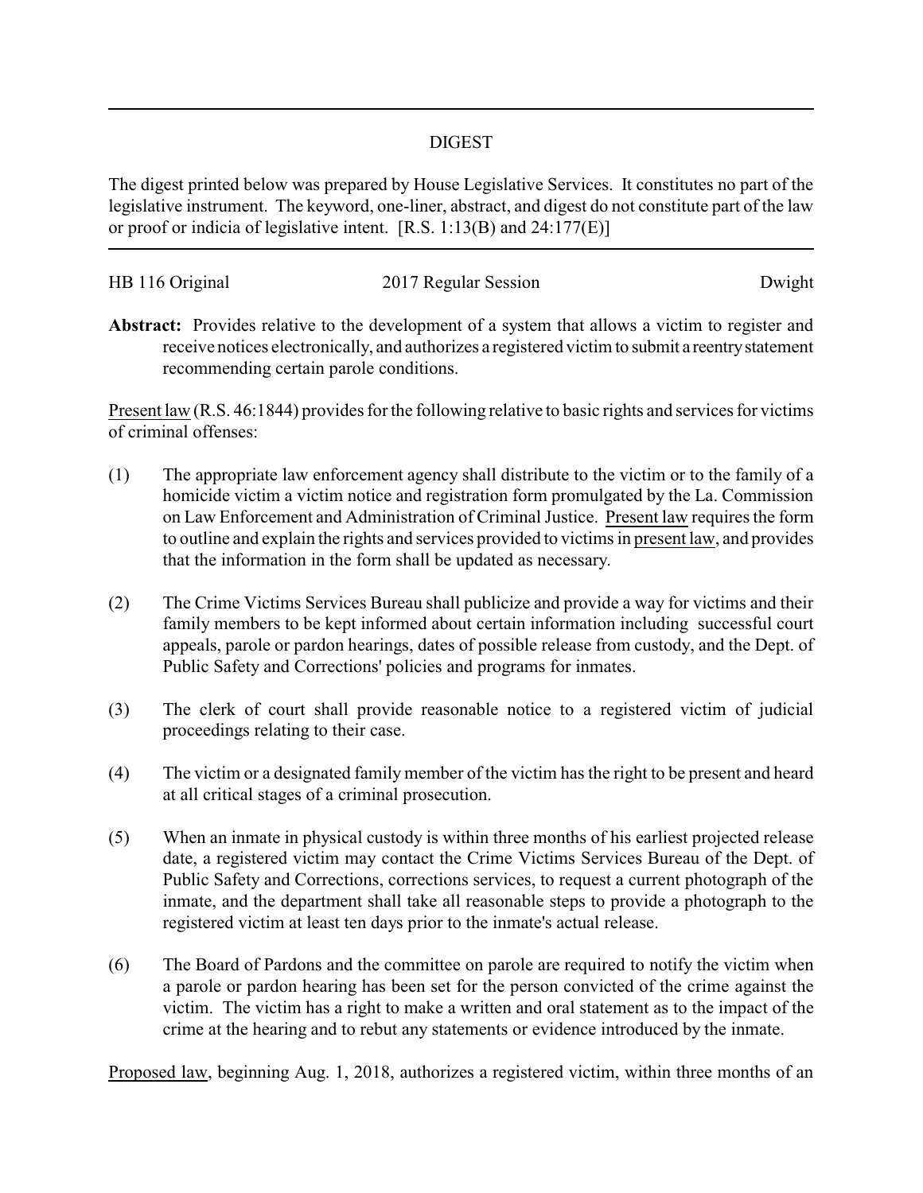# DIGEST

The digest printed below was prepared by House Legislative Services. It constitutes no part of the legislative instrument. The keyword, one-liner, abstract, and digest do not constitute part of the law or proof or indicia of legislative intent. [R.S. 1:13(B) and 24:177(E)]

---

HB 116 Original | 2017 Regular Session | Dwight

**Abstract:** Provides relative to the development of a system that allows a victim to register and receive notices electronically, and authorizes a registered victim to submit a reentry statement recommending certain parole conditions.

Present law (R.S. 46:1844) provides for the following relative to basic rights and services for victims of criminal offenses:

(1) The appropriate law enforcement agency shall distribute to the victim or to the family of a homicide victim a victim notice and registration form promulgated by the La. Commission on Law Enforcement and Administration of Criminal Justice. Present law requires the form to outline and explain the rights and services provided to victims in present law, and provides that the information in the form shall be updated as necessary.

(2) The Crime Victims Services Bureau shall publicize and provide a way for victims and their family members to be kept informed about certain information including successful court appeals, parole or pardon hearings, dates of possible release from custody, and the Dept. of Public Safety and Corrections' policies and programs for inmates.

(3) The clerk of court shall provide reasonable notice to a registered victim of judicial proceedings relating to their case.

(4) The victim or a designated family member of the victim has the right to be present and heard at all critical stages of a criminal prosecution.

(5) When an inmate in physical custody is within three months of his earliest projected release date, a registered victim may contact the Crime Victims Services Bureau of the Dept. of Public Safety and Corrections, corrections services, to request a current photograph of the inmate, and the department shall take all reasonable steps to provide a photograph to the registered victim at least ten days prior to the inmate's actual release.

(6) The Board of Pardons and the committee on parole are required to notify the victim when a parole or pardon hearing has been set for the person convicted of the crime against the victim. The victim has a right to make a written and oral statement as to the impact of the crime at the hearing and to rebut any statements or evidence introduced by the inmate.

Proposed law, beginning Aug. 1, 2018, authorizes a registered victim, within three months of an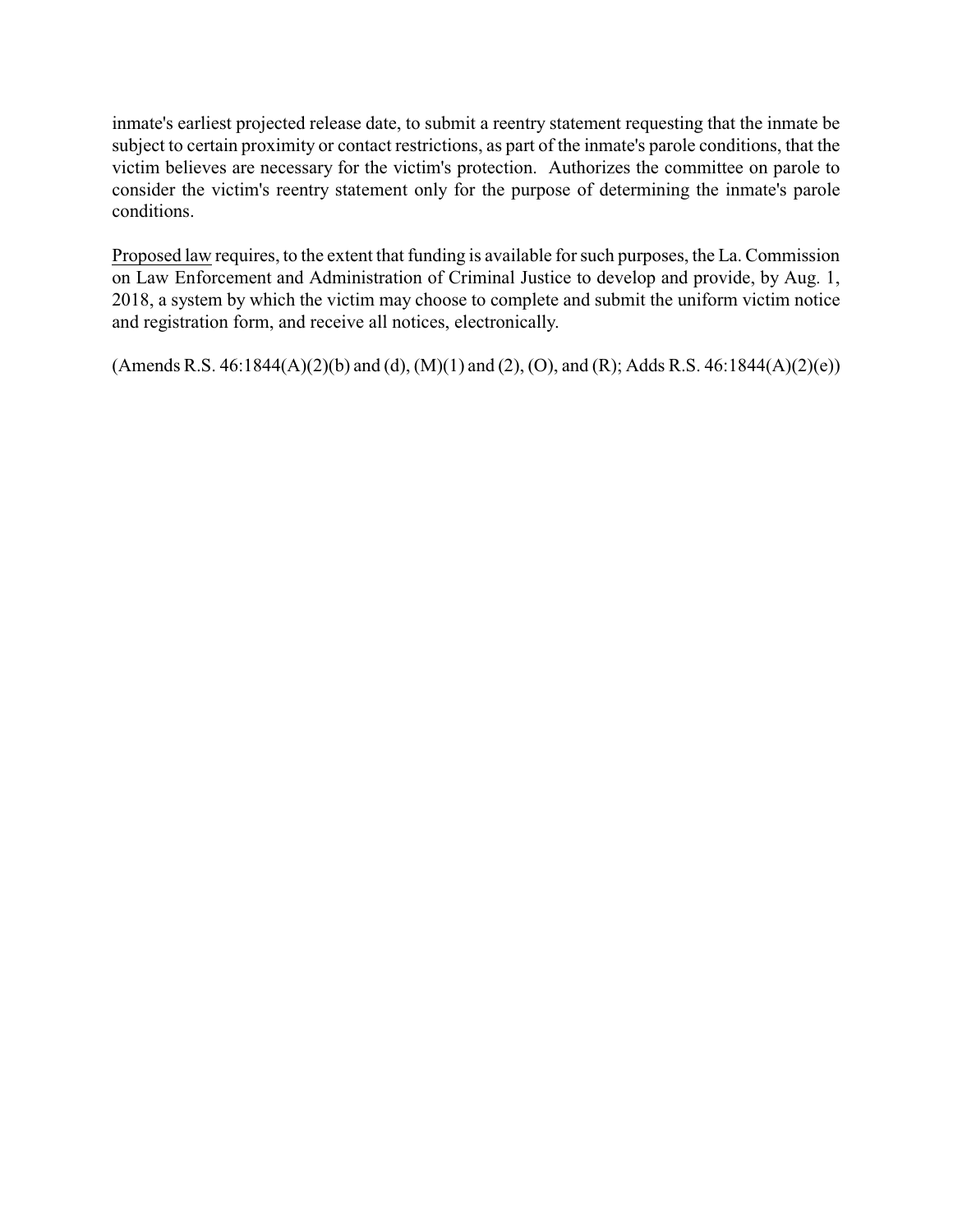inmate's earliest projected release date, to submit a reentry statement requesting that the inmate be subject to certain proximity or contact restrictions, as part of the inmate's parole conditions, that the victim believes are necessary for the victim's protection. Authorizes the committee on parole to consider the victim's reentry statement only for the purpose of determining the inmate's parole conditions.

Proposed law requires, to the extent that funding is available for such purposes, the La. Commission on Law Enforcement and Administration of Criminal Justice to develop and provide, by Aug. 1, 2018, a system by which the victim may choose to complete and submit the uniform victim notice and registration form, and receive all notices, electronically.

(Amends R.S. 46:1844(A)(2)(b) and (d), (M)(1) and (2), (O), and (R); Adds R.S. 46:1844(A)(2)(e))